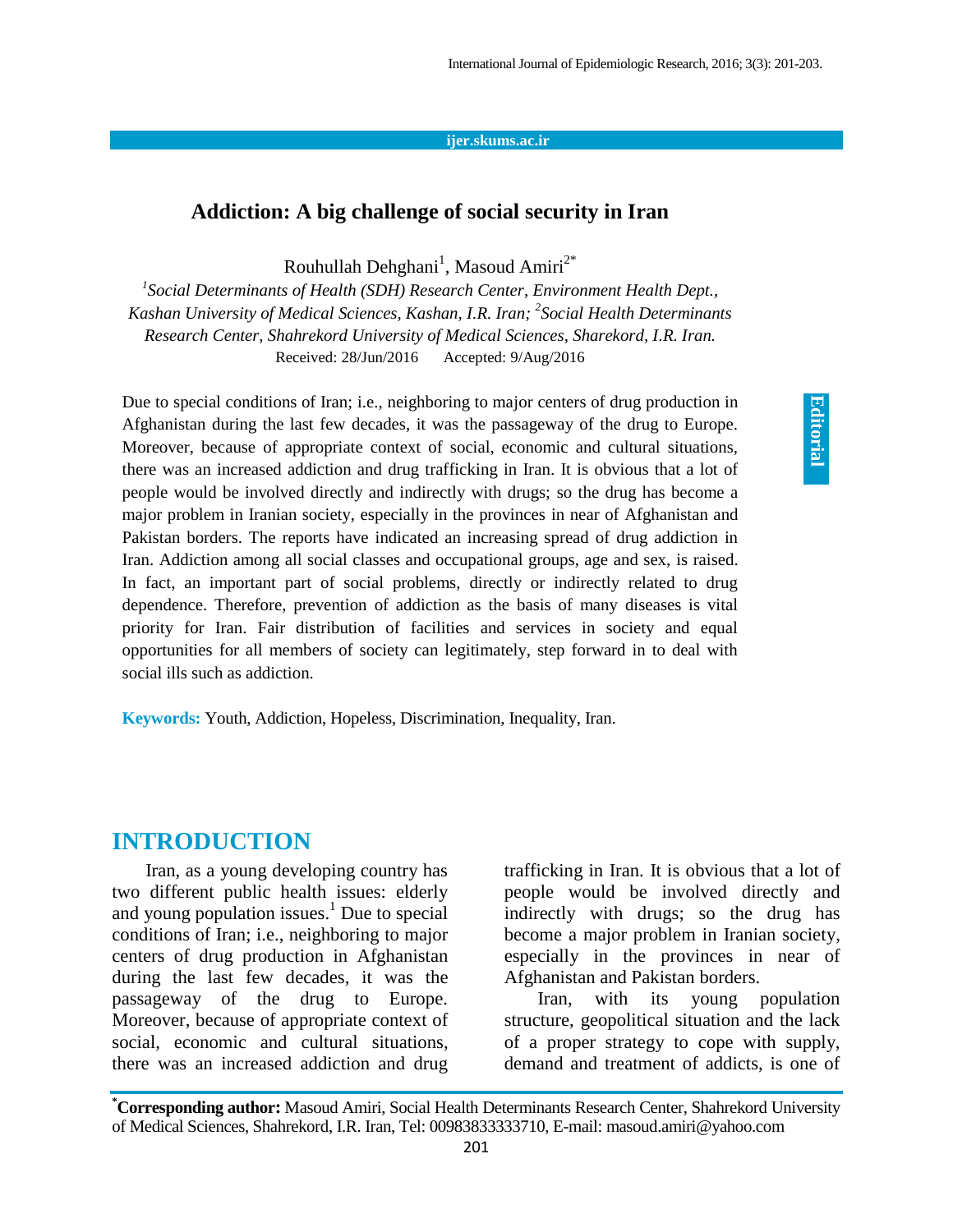# Addiction: A big challenge of social security in Iran

Rouhullah Dehghani[1], Masoud Amiri[2*]

*[1]Social Determinants of Health (SDH) Research Center, Environment Health Dept., Kashan University of Medical Sciences, Kashan, I.R. Iran; [2]Social Health Determinants Research Center, Shahrekord University of Medical Sciences, Sharekord, I.R. Iran.*

Received: 28/Jun/2016 Accepted: 9/Aug/2016

**Editorial**

Due to special conditions of Iran; i.e., neighboring to major centers of drug production in Afghanistan during the last few decades, it was the passageway of the drug to Europe. Moreover, because of appropriate context of social, economic and cultural situations, there was an increased addiction and drug trafficking in Iran. It is obvious that a lot of people would be involved directly and indirectly with drugs; so the drug has become a major problem in Iranian society, especially in the provinces in near of Afghanistan and Pakistan borders. The reports have indicated an increasing spread of drug addiction in Iran. Addiction among all social classes and occupational groups, age and sex, is raised. In fact, an important part of social problems, directly or indirectly related to drug dependence. Therefore, prevention of addiction as the basis of many diseases is vital priority for Iran. Fair distribution of facilities and services in society and equal opportunities for all members of society can legitimately, step forward in to deal with social ills such as addiction.

**Keywords:** Youth, Addiction, Hopeless, Discrimination, Inequality, Iran.

## INTRODUCTION

Iran, as a young developing country has two different public health issues: elderly and young population issues.[1] Due to special conditions of Iran; i.e., neighboring to major centers of drug production in Afghanistan during the last few decades, it was the passageway of the drug to Europe. Moreover, because of appropriate context of social, economic and cultural situations, there was an increased addiction and drug trafficking in Iran. It is obvious that a lot of people would be involved directly and indirectly with drugs; so the drug has become a major problem in Iranian society, especially in the provinces in near of Afghanistan and Pakistan borders.

Iran, with its young population structure, geopolitical situation and the lack of a proper strategy to cope with supply, demand and treatment of addicts, is one of

**\*Corresponding author:** Masoud Amiri, Social Health Determinants Research Center, Shahrekord University of Medical Sciences, Shahrekord, I.R. Iran, Tel: 00983833333710, E-mail: masoud.amiri@yahoo.com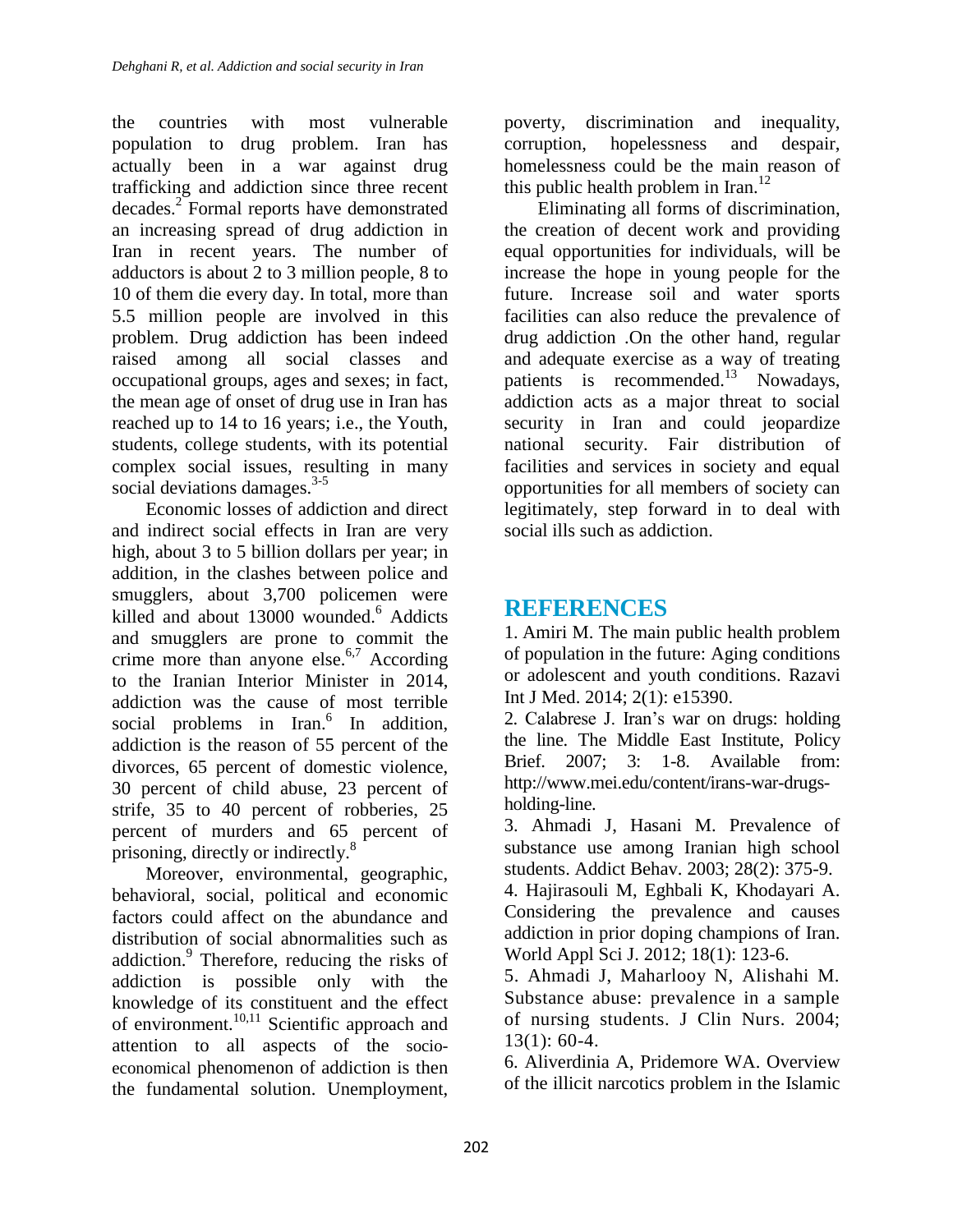the countries with most vulnerable population to drug problem. Iran has actually been in a war against drug trafficking and addiction since three recent decades.[2] Formal reports have demonstrated an increasing spread of drug addiction in Iran in recent years. The number of adductors is about 2 to 3 million people, 8 to 10 of them die every day. In total, more than 5.5 million people are involved in this problem. Drug addiction has been indeed raised among all social classes and occupational groups, ages and sexes; in fact, the mean age of onset of drug use in Iran has reached up to 14 to 16 years; i.e., the Youth, students, college students, with its potential complex social issues, resulting in many social deviations damages.[3-5]

Economic losses of addiction and direct and indirect social effects in Iran are very high, about 3 to 5 billion dollars per year; in addition, in the clashes between police and smugglers, about 3,700 policemen were killed and about 13000 wounded.[6] Addicts and smugglers are prone to commit the crime more than anyone else.[6,7] According to the Iranian Interior Minister in 2014, addiction was the cause of most terrible social problems in Iran.[6] In addition, addiction is the reason of 55 percent of the divorces, 65 percent of domestic violence, 30 percent of child abuse, 23 percent of strife, 35 to 40 percent of robberies, 25 percent of murders and 65 percent of prisoning, directly or indirectly.[8]

Moreover, environmental, geographic, behavioral, social, political and economic factors could affect on the abundance and distribution of social abnormalities such as addiction.[9] Therefore, reducing the risks of addiction is possible only with the knowledge of its constituent and the effect of environment.[10,11] Scientific approach and attention to all aspects of the socio-economical phenomenon of addiction is then the fundamental solution. Unemployment, poverty, discrimination and inequality, corruption, hopelessness and despair, homelessness could be the main reason of this public health problem in Iran.[12]

Eliminating all forms of discrimination, the creation of decent work and providing equal opportunities for individuals, will be increase the hope in young people for the future. Increase soil and water sports facilities can also reduce the prevalence of drug addiction .On the other hand, regular and adequate exercise as a way of treating patients is recommended.[13] Nowadays, addiction acts as a major threat to social security in Iran and could jeopardize national security. Fair distribution of facilities and services in society and equal opportunities for all members of society can legitimately, step forward in to deal with social ills such as addiction.

## REFERENCES

1. Amiri M. The main public health problem of population in the future: Aging conditions or adolescent and youth conditions. Razavi Int J Med. 2014; 2(1): e15390.
2. Calabrese J. Iran's war on drugs: holding the line. The Middle East Institute, Policy Brief. 2007; 3: 1-8. Available from: http://www.mei.edu/content/irans-war-drugs-holding-line.
3. Ahmadi J, Hasani M. Prevalence of substance use among Iranian high school students. Addict Behav. 2003; 28(2): 375-9.
4. Hajirasouli M, Eghbali K, Khodayari A. Considering the prevalence and causes addiction in prior doping champions of Iran. World Appl Sci J. 2012; 18(1): 123-6.
5. Ahmadi J, Maharlooy N, Alishahi M. Substance abuse: prevalence in a sample of nursing students. J Clin Nurs. 2004; 13(1): 60-4.
6. Aliverdinia A, Pridemore WA. Overview of the illicit narcotics problem in the Islamic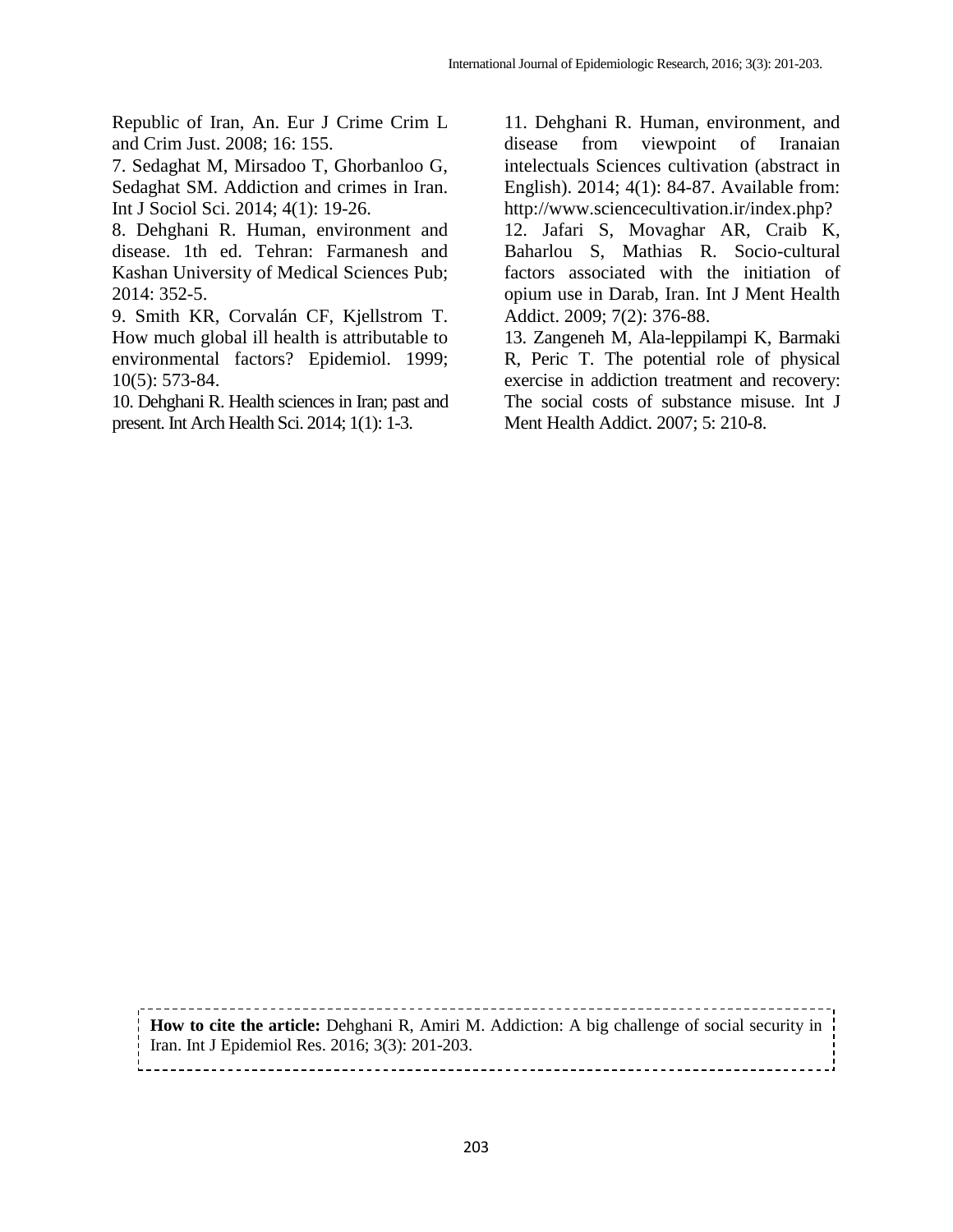Republic of Iran, An. Eur J Crime Crim L and Crim Just. 2008; 16: 155.

7. Sedaghat M, Mirsadoo T, Ghorbanloo G, Sedaghat SM. Addiction and crimes in Iran. Int J Sociol Sci. 2014; 4(1): 19-26.

8. Dehghani R. Human, environment and disease. 1th ed. Tehran: Farmanesh and Kashan University of Medical Sciences Pub; 2014: 352-5.

9. Smith KR, Corvalán CF, Kjellstrom T. How much global ill health is attributable to environmental factors? Epidemiol. 1999; 10(5): 573-84.

10. Dehghani R. Health sciences in Iran; past and present. Int Arch Health Sci. 2014; 1(1): 1-3.

11. Dehghani R. Human, environment, and disease from viewpoint of Iranaian intelectuals Sciences cultivation (abstract in English). 2014; 4(1): 84-87. Available from: http://www.sciencecultivation.ir/index.php?

12. Jafari S, Movaghar AR, Craib K, Baharlou S, Mathias R. Socio-cultural factors associated with the initiation of opium use in Darab, Iran. Int J Ment Health Addict. 2009; 7(2): 376-88.

13. Zangeneh M, Ala-leppilampi K, Barmaki R, Peric T. The potential role of physical exercise in addiction treatment and recovery: The social costs of substance misuse. Int J Ment Health Addict. 2007; 5: 210-8.

**How to cite the article:** Dehghani R, Amiri M. Addiction: A big challenge of social security in Iran. Int J Epidemiol Res. 2016; 3(3): 201-203.